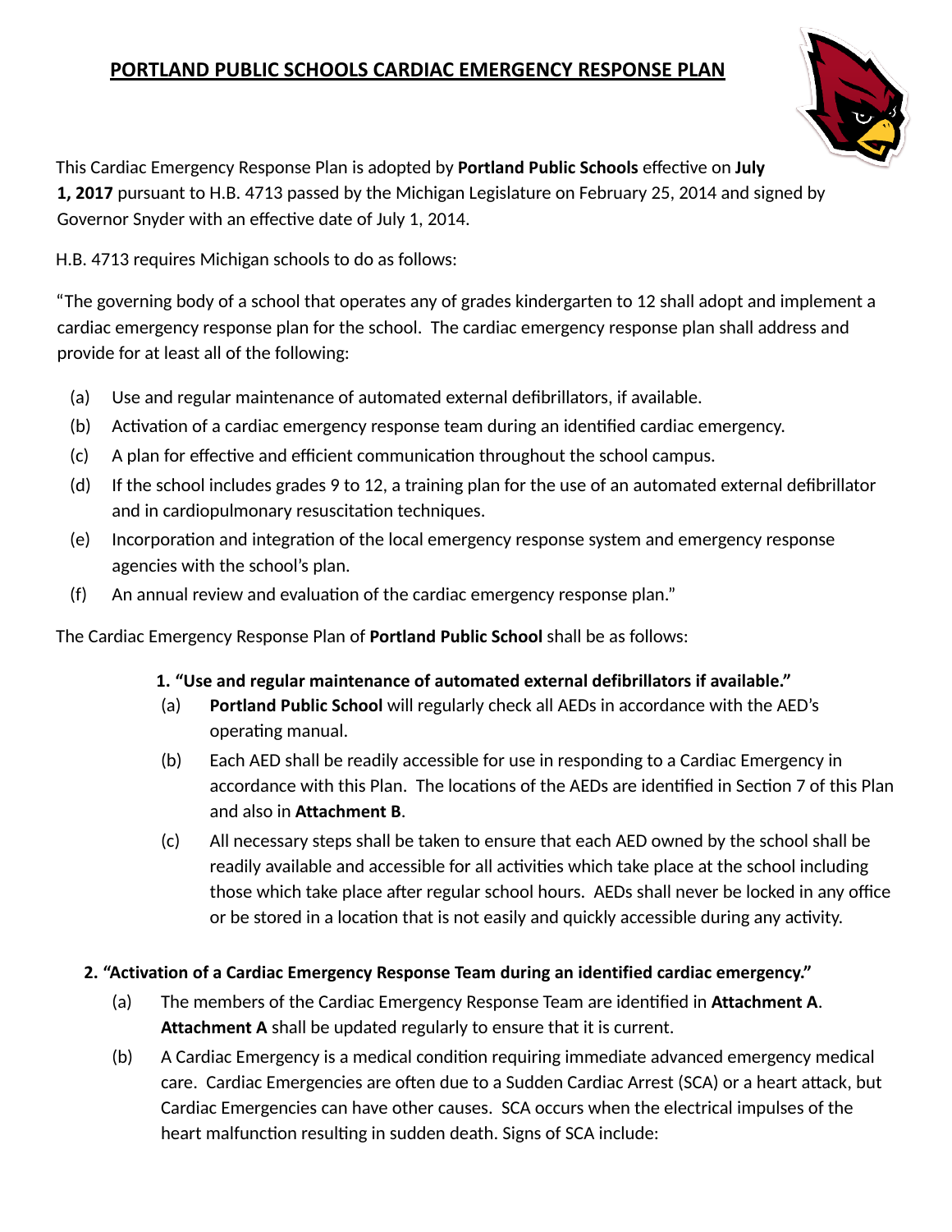# PORTLAND PUBLIC SCHOOLS CARDIAC EMERGENCY RESPONSE PLAN

This Cardiac Emergency Response Plan is adopted by **Portland Public Schools** effective on **July 1, 2017** pursuant to H.B. 4713 passed by the Michigan Legislature on February 25, 2014 and signed by Governor Snyder with an effective date of July 1, 2014.

H.B. 4713 requires Michigan schools to do as follows:

"The governing body of a school that operates any of grades kindergarten to 12 shall adopt and implement a cardiac emergency response plan for the school. The cardiac emergency response plan shall address and provide for at least all of the following:

(a) Use and regular maintenance of automated external defibrillators, if available.

(b) Activation of a cardiac emergency response team during an identified cardiac emergency.

(c) A plan for effective and efficient communication throughout the school campus.

(d) If the school includes grades 9 to 12, a training plan for the use of an automated external defibrillator and in cardiopulmonary resuscitation techniques.

(e) Incorporation and integration of the local emergency response system and emergency response agencies with the school's plan.

(f) An annual review and evaluation of the cardiac emergency response plan."

The Cardiac Emergency Response Plan of **Portland Public School** shall be as follows:

**1. "Use and regular maintenance of automated external defibrillators if available."**

(a) **Portland Public School** will regularly check all AEDs in accordance with the AED's operating manual.

(b) Each AED shall be readily accessible for use in responding to a Cardiac Emergency in accordance with this Plan. The locations of the AEDs are identified in Section 7 of this Plan and also in **Attachment B**.

(c) All necessary steps shall be taken to ensure that each AED owned by the school shall be readily available and accessible for all activities which take place at the school including those which take place after regular school hours. AEDs shall never be locked in any office or be stored in a location that is not easily and quickly accessible during any activity.

**2. "Activation of a Cardiac Emergency Response Team during an identified cardiac emergency."**

(a) The members of the Cardiac Emergency Response Team are identified in **Attachment A**. **Attachment A** shall be updated regularly to ensure that it is current.

(b) A Cardiac Emergency is a medical condition requiring immediate advanced emergency medical care. Cardiac Emergencies are often due to a Sudden Cardiac Arrest (SCA) or a heart attack, but Cardiac Emergencies can have other causes. SCA occurs when the electrical impulses of the heart malfunction resulting in sudden death. Signs of SCA include: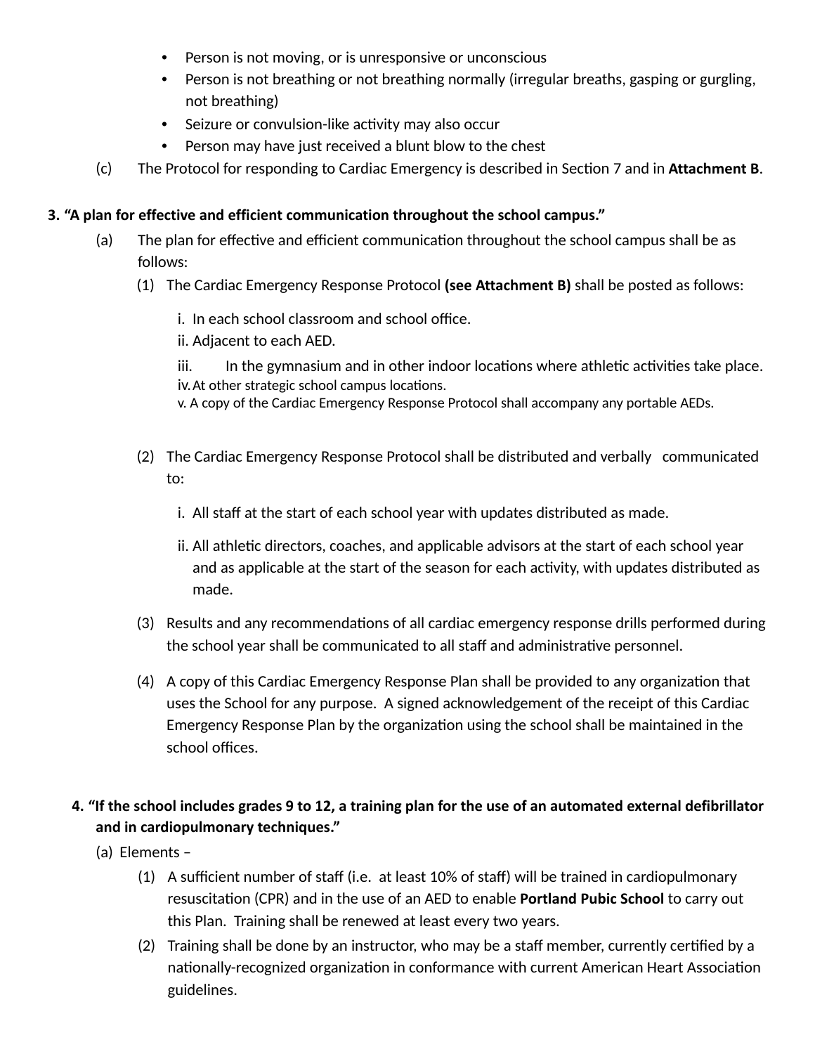- Person is not moving, or is unresponsive or unconscious
- Person is not breathing or not breathing normally (irregular breaths, gasping or gurgling, not breathing)
- Seizure or convulsion-like activity may also occur
- Person may have just received a blunt blow to the chest

(c) The Protocol for responding to Cardiac Emergency is described in Section 7 and in **Attachment B**.

**3. "A plan for effective and efficient communication throughout the school campus."**

(a) The plan for effective and efficient communication throughout the school campus shall be as follows:

(1) The Cardiac Emergency Response Protocol **(see Attachment B)** shall be posted as follows:

i. In each school classroom and school office.
ii. Adjacent to each AED.
iii. In the gymnasium and in other indoor locations where athletic activities take place.
iv. At other strategic school campus locations.
v. A copy of the Cardiac Emergency Response Protocol shall accompany any portable AEDs.

(2) The Cardiac Emergency Response Protocol shall be distributed and verbally communicated to:

i. All staff at the start of each school year with updates distributed as made.

ii. All athletic directors, coaches, and applicable advisors at the start of each school year and as applicable at the start of the season for each activity, with updates distributed as made.

(3) Results and any recommendations of all cardiac emergency response drills performed during the school year shall be communicated to all staff and administrative personnel.

(4) A copy of this Cardiac Emergency Response Plan shall be provided to any organization that uses the School for any purpose. A signed acknowledgement of the receipt of this Cardiac Emergency Response Plan by the organization using the school shall be maintained in the school offices.

**4. "If the school includes grades 9 to 12, a training plan for the use of an automated external defibrillator and in cardiopulmonary techniques."**

(a) Elements –

(1) A sufficient number of staff (i.e. at least 10% of staff) will be trained in cardiopulmonary resuscitation (CPR) and in the use of an AED to enable **Portland Pubic School** to carry out this Plan. Training shall be renewed at least every two years.

(2) Training shall be done by an instructor, who may be a staff member, currently certified by a nationally-recognized organization in conformance with current American Heart Association guidelines.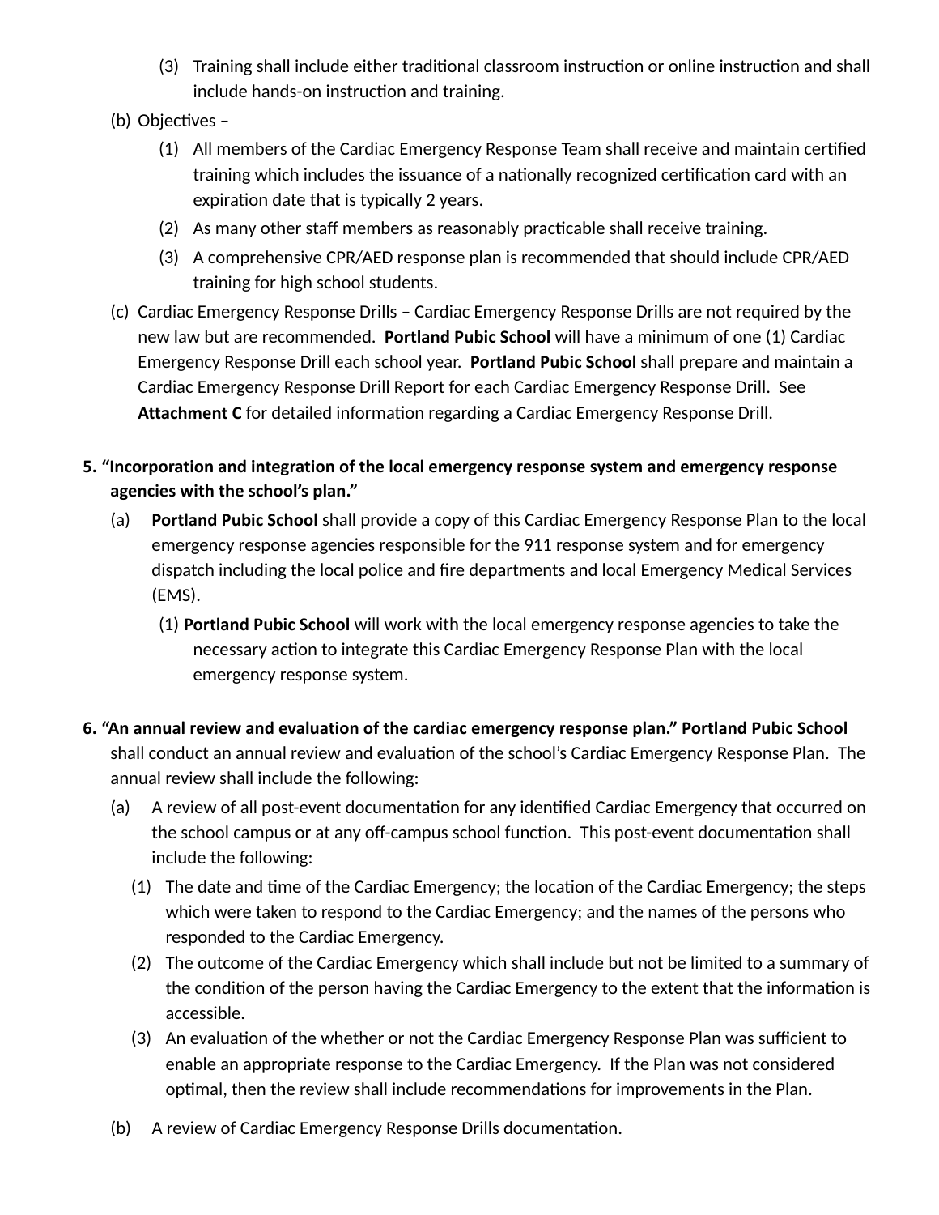(3) Training shall include either traditional classroom instruction or online instruction and shall include hands-on instruction and training.

(b) Objectives –

(1) All members of the Cardiac Emergency Response Team shall receive and maintain certified training which includes the issuance of a nationally recognized certification card with an expiration date that is typically 2 years.

(2) As many other staff members as reasonably practicable shall receive training.

(3) A comprehensive CPR/AED response plan is recommended that should include CPR/AED training for high school students.

(c) Cardiac Emergency Response Drills – Cardiac Emergency Response Drills are not required by the new law but are recommended. **Portland Pubic School** will have a minimum of one (1) Cardiac Emergency Response Drill each school year. **Portland Pubic School** shall prepare and maintain a Cardiac Emergency Response Drill Report for each Cardiac Emergency Response Drill. See **Attachment C** for detailed information regarding a Cardiac Emergency Response Drill.

**5. "Incorporation and integration of the local emergency response system and emergency response agencies with the school's plan."**

(a) **Portland Pubic School** shall provide a copy of this Cardiac Emergency Response Plan to the local emergency response agencies responsible for the 911 response system and for emergency dispatch including the local police and fire departments and local Emergency Medical Services (EMS).

(1) **Portland Pubic School** will work with the local emergency response agencies to take the necessary action to integrate this Cardiac Emergency Response Plan with the local emergency response system.

**6. "An annual review and evaluation of the cardiac emergency response plan." Portland Pubic School** shall conduct an annual review and evaluation of the school's Cardiac Emergency Response Plan. The annual review shall include the following:

(a) A review of all post-event documentation for any identified Cardiac Emergency that occurred on the school campus or at any off-campus school function. This post-event documentation shall include the following:

(1) The date and time of the Cardiac Emergency; the location of the Cardiac Emergency; the steps which were taken to respond to the Cardiac Emergency; and the names of the persons who responded to the Cardiac Emergency.

(2) The outcome of the Cardiac Emergency which shall include but not be limited to a summary of the condition of the person having the Cardiac Emergency to the extent that the information is accessible.

(3) An evaluation of the whether or not the Cardiac Emergency Response Plan was sufficient to enable an appropriate response to the Cardiac Emergency. If the Plan was not considered optimal, then the review shall include recommendations for improvements in the Plan.

(b) A review of Cardiac Emergency Response Drills documentation.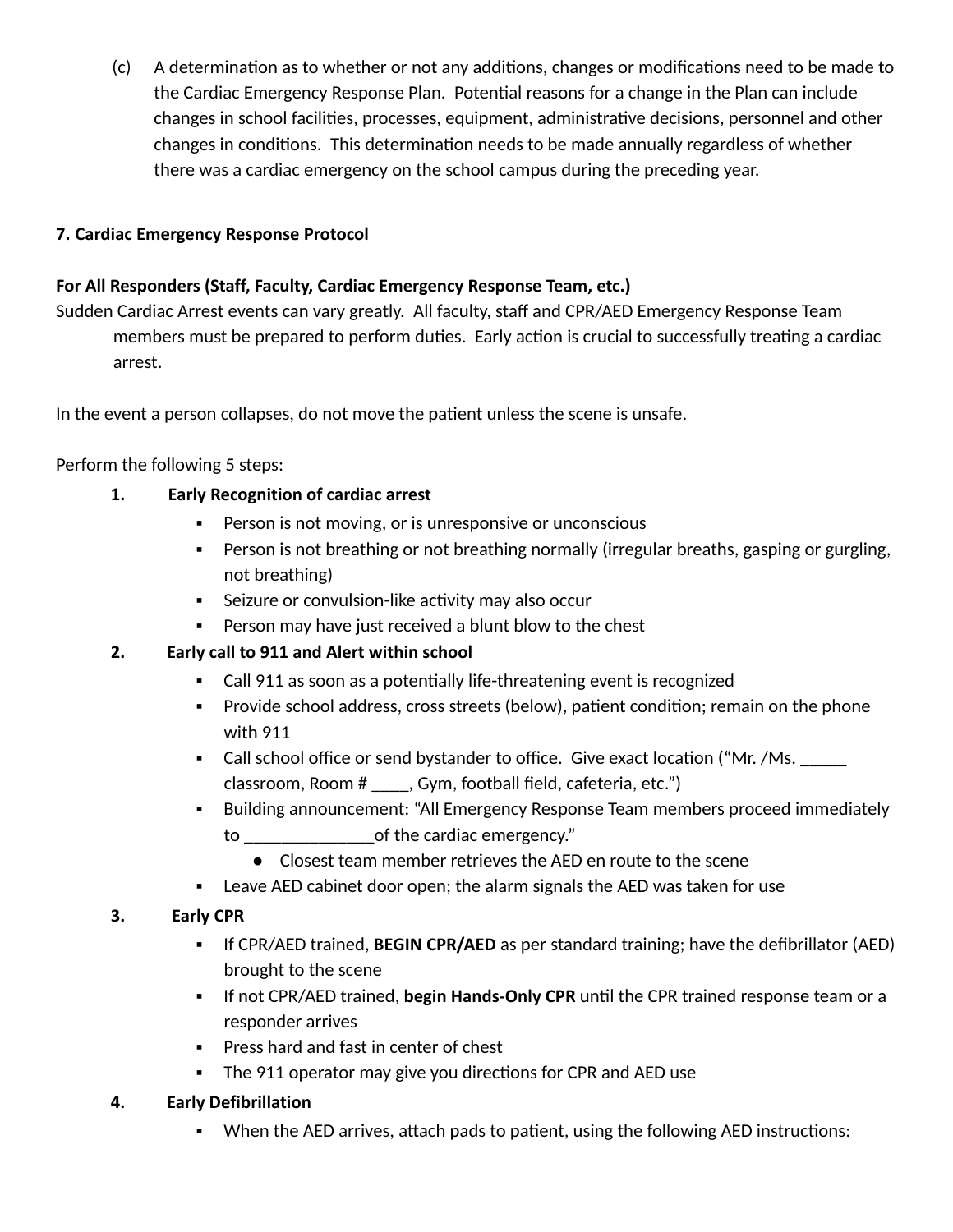(c) A determination as to whether or not any additions, changes or modifications need to be made to the Cardiac Emergency Response Plan. Potential reasons for a change in the Plan can include changes in school facilities, processes, equipment, administrative decisions, personnel and other changes in conditions. This determination needs to be made annually regardless of whether there was a cardiac emergency on the school campus during the preceding year.

**7. Cardiac Emergency Response Protocol**

**For All Responders (Staff, Faculty, Cardiac Emergency Response Team, etc.)**

Sudden Cardiac Arrest events can vary greatly. All faculty, staff and CPR/AED Emergency Response Team members must be prepared to perform duties. Early action is crucial to successfully treating a cardiac arrest.

In the event a person collapses, do not move the patient unless the scene is unsafe.

Perform the following 5 steps:

1. **Early Recognition of cardiac arrest**
   - Person is not moving, or is unresponsive or unconscious
   - Person is not breathing or not breathing normally (irregular breaths, gasping or gurgling, not breathing)
   - Seizure or convulsion-like activity may also occur
   - Person may have just received a blunt blow to the chest
2. **Early call to 911 and Alert within school**
   - Call 911 as soon as a potentially life-threatening event is recognized
   - Provide school address, cross streets (below), patient condition; remain on the phone with 911
   - Call school office or send bystander to office. Give exact location ("Mr. /Ms. _____ classroom, Room # ____, Gym, football field, cafeteria, etc.")
   - Building announcement: "All Emergency Response Team members proceed immediately to ______________of the cardiac emergency."
     - Closest team member retrieves the AED en route to the scene
   - Leave AED cabinet door open; the alarm signals the AED was taken for use
3. **Early CPR**
   - If CPR/AED trained, **BEGIN CPR/AED** as per standard training; have the defibrillator (AED) brought to the scene
   - If not CPR/AED trained, **begin Hands-Only CPR** until the CPR trained response team or a responder arrives
   - Press hard and fast in center of chest
   - The 911 operator may give you directions for CPR and AED use
4. **Early Defibrillation**
   - When the AED arrives, attach pads to patient, using the following AED instructions: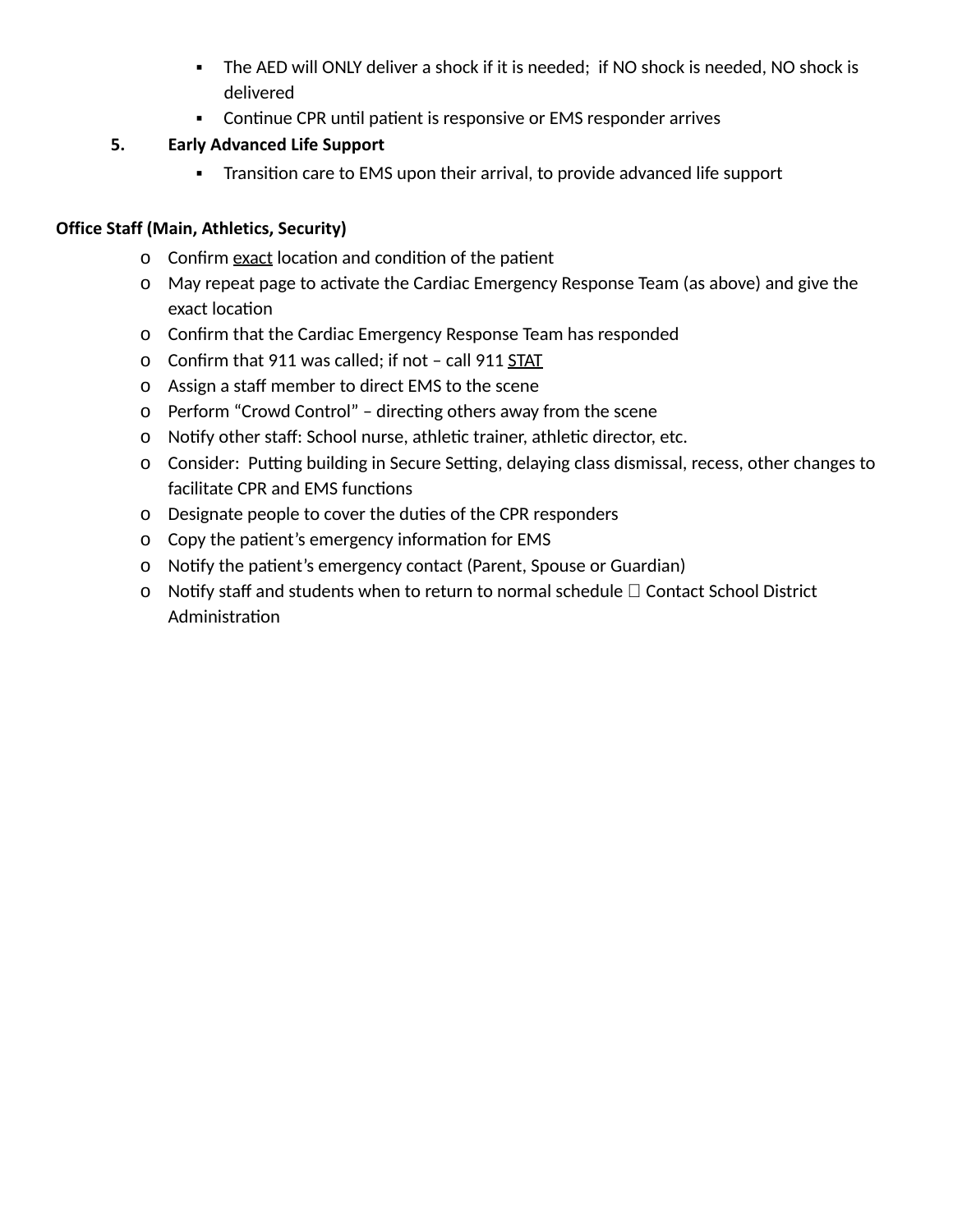- The AED will ONLY deliver a shock if it is needed; if NO shock is needed, NO shock is delivered
   - Continue CPR until patient is responsive or EMS responder arrives

5. **Early Advanced Life Support**
   - Transition care to EMS upon their arrival, to provide advanced life support

**Office Staff (Main, Athletics, Security)**

- Confirm <u>exact</u> location and condition of the patient
- May repeat page to activate the Cardiac Emergency Response Team (as above) and give the exact location
- Confirm that the Cardiac Emergency Response Team has responded
- Confirm that 911 was called; if not – call 911 <u>STAT</u>
- Assign a staff member to direct EMS to the scene
- Perform "Crowd Control" – directing others away from the scene
- Notify other staff: School nurse, athletic trainer, athletic director, etc.
- Consider: Putting building in Secure Setting, delaying class dismissal, recess, other changes to facilitate CPR and EMS functions
- Designate people to cover the duties of the CPR responders
- Copy the patient's emergency information for EMS
- Notify the patient's emergency contact (Parent, Spouse or Guardian)
- Notify staff and students when to return to normal schedule  Contact School District Administration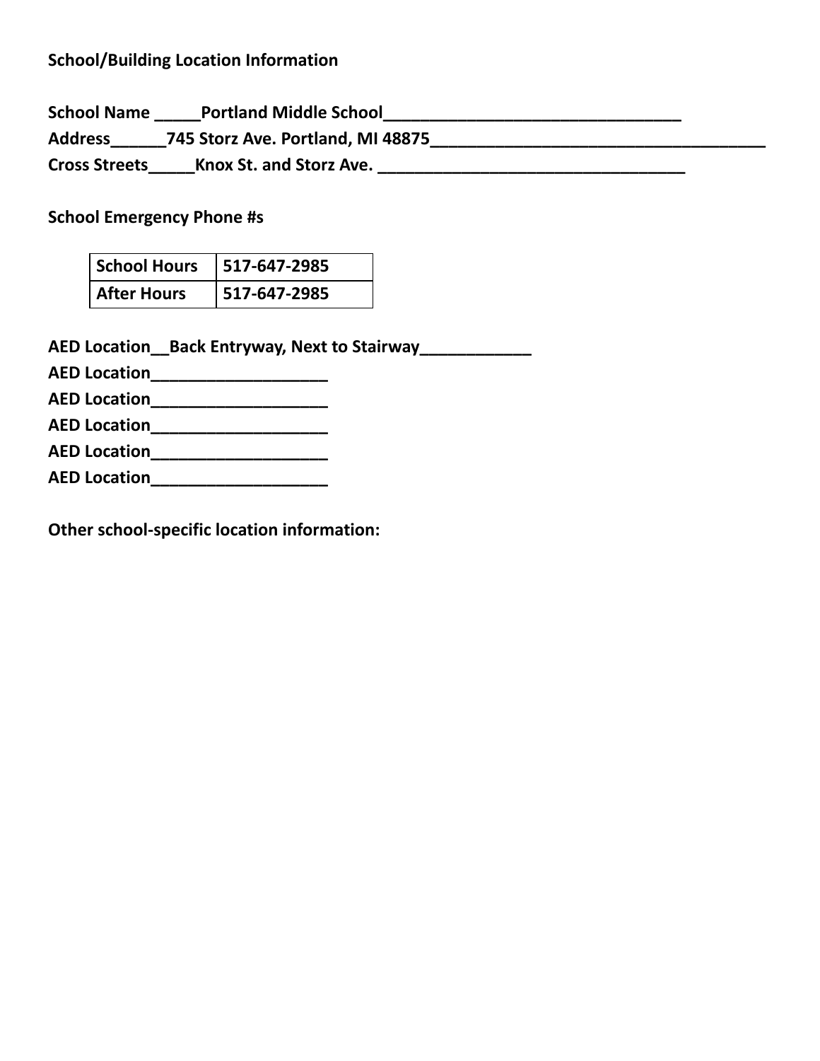**School/Building Location Information**

**School Name** _____Portland Middle School________________________________

**Address**______745 Storz Ave. Portland, MI 48875____________________________________

**Cross Streets**_____Knox St. and Storz Ave. __________________________________

**School Emergency Phone #s**

| School Hours | 517-647-2985 |
|---|---|
| After Hours | 517-647-2985 |

**AED Location**__Back Entryway, Next to Stairway____________

**AED Location**___________________

**AED Location**___________________

**AED Location**___________________

**AED Location**___________________

**AED Location**___________________

**Other school-specific location information:**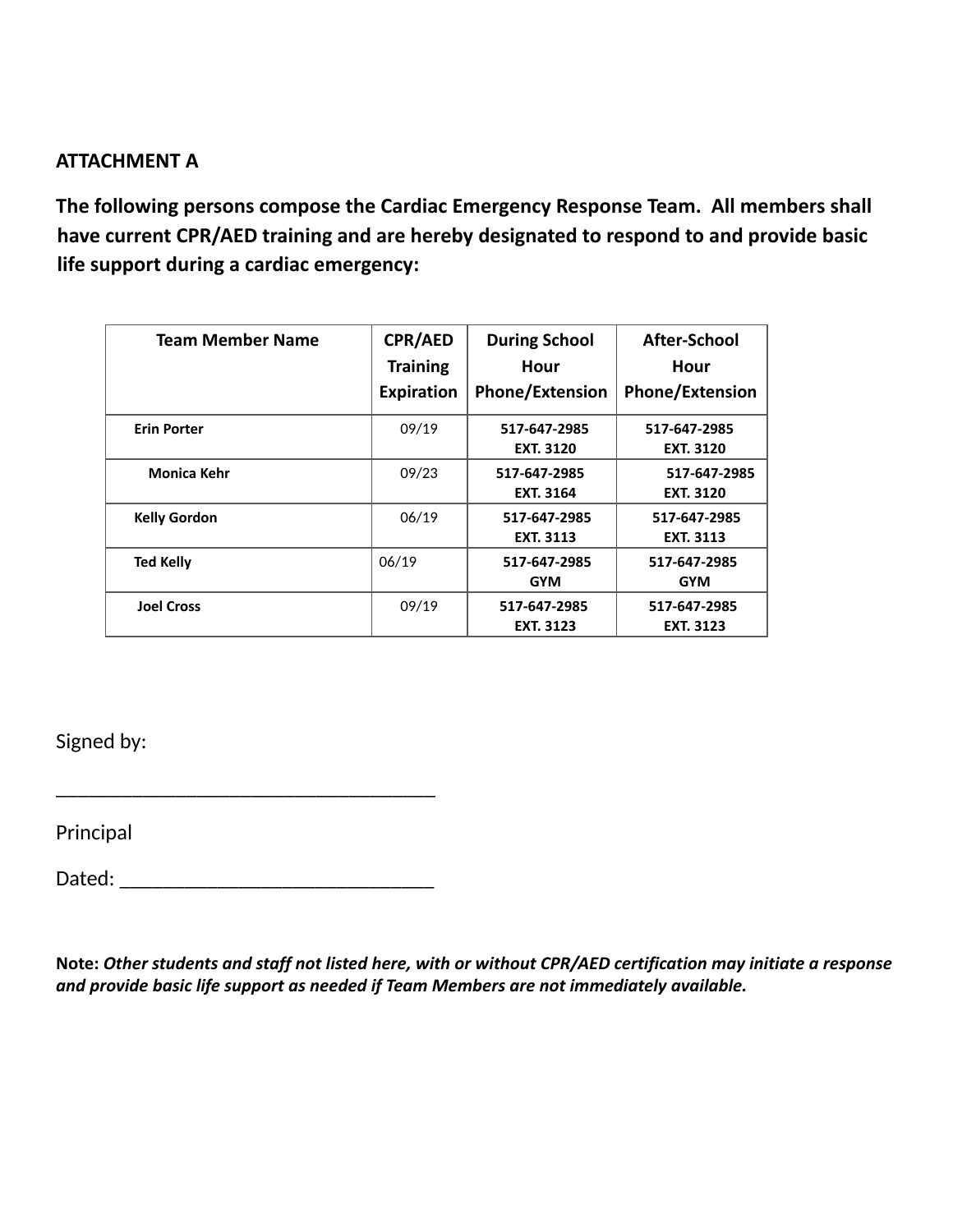**ATTACHMENT A**

**The following persons compose the Cardiac Emergency Response Team. All members shall have current CPR/AED training and are hereby designated to respond to and provide basic life support during a cardiac emergency:**

| Team Member Name | CPR/AED Training Expiration | During School Hour Phone/Extension | After-School Hour Phone/Extension |
|---|---|---|---|
| **Erin Porter** | 09/19 | **517-647-2985 EXT. 3120** | **517-647-2985 EXT. 3120** |
| **Monica Kehr** | 09/23 | **517-647-2985 EXT. 3164** | **517-647-2985 EXT. 3120** |
| **Kelly Gordon** | 06/19 | **517-647-2985 EXT. 3113** | **517-647-2985 EXT. 3113** |
| **Ted Kelly** | 06/19 | **517-647-2985 GYM** | **517-647-2985 GYM** |
| **Joel Cross** | 09/19 | **517-647-2985 EXT. 3123** | **517-647-2985 EXT. 3123** |

Signed by:

_____________________________________

Principal

Dated: ______________________________

**Note:** ***Other students and staff not listed here, with or without CPR/AED certification may initiate a response and provide basic life support as needed if Team Members are not immediately available.***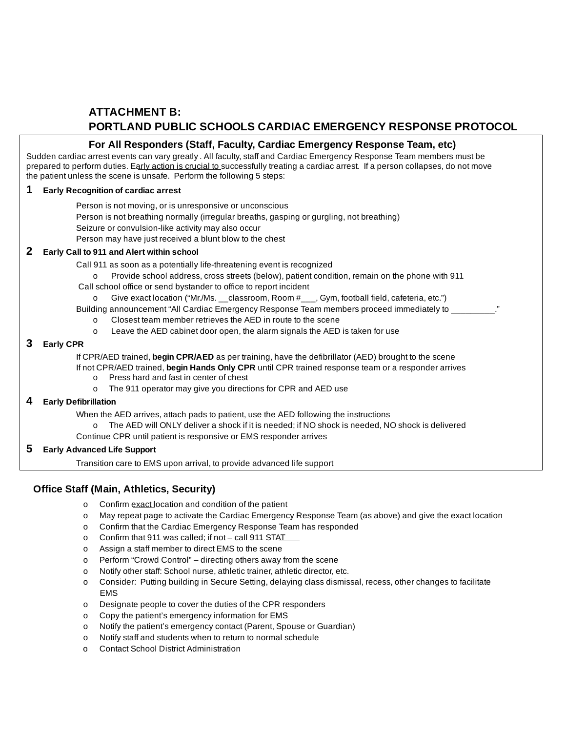## ATTACHMENT B:
## PORTLAND PUBLIC SCHOOLS CARDIAC EMERGENCY RESPONSE PROTOCOL

### For All Responders (Staff, Faculty, Cardiac Emergency Response Team, etc)

Sudden cardiac arrest events can vary greatly . All faculty, staff and Cardiac Emergency Response Team members must be prepared to perform duties. Early action is crucial to successfully treating a cardiac arrest. If a person collapses, do not move the patient unless the scene is unsafe. Perform the following 5 steps:

**1 Early Recognition of cardiac arrest**

Person is not moving, or is unresponsive or unconscious
Person is not breathing normally (irregular breaths, gasping or gurgling, not breathing)
Seizure or convulsion-like activity may also occur
Person may have just received a blunt blow to the chest

**2 Early Call to 911 and Alert within school**

Call 911 as soon as a potentially life-threatening event is recognized

- Provide school address, cross streets (below), patient condition, remain on the phone with 911

Call school office or send bystander to office to report incident

- Give exact location ("Mr./Ms. __classroom, Room #___, Gym, football field, cafeteria, etc.")

Building announcement "All Cardiac Emergency Response Team members proceed immediately to _________."

- Closest team member retrieves the AED in route to the scene
- Leave the AED cabinet door open, the alarm signals the AED is taken for use

**3 Early CPR**

If CPR/AED trained, **begin CPR/AED** as per training, have the defibrillator (AED) brought to the scene
If not CPR/AED trained, **begin Hands Only CPR** until CPR trained response team or a responder arrives

- Press hard and fast in center of chest
- The 911 operator may give you directions for CPR and AED use

**4 Early Defibrillation**

When the AED arrives, attach pads to patient, use the AED following the instructions

- The AED will ONLY deliver a shock if it is needed; if NO shock is needed, NO shock is delivered

Continue CPR until patient is responsive or EMS responder arrives

**5 Early Advanced Life Support**

Transition care to EMS upon arrival, to provide advanced life support

### Office Staff (Main, Athletics, Security)

- Confirm exact location and condition of the patient
- May repeat page to activate the Cardiac Emergency Response Team (as above) and give the exact location
- Confirm that the Cardiac Emergency Response Team has responded
- Confirm that 911 was called; if not – call 911 STAT
- Assign a staff member to direct EMS to the scene
- Perform "Crowd Control" – directing others away from the scene
- Notify other staff: School nurse, athletic trainer, athletic director, etc.
- Consider: Putting building in Secure Setting, delaying class dismissal, recess, other changes to facilitate EMS
- Designate people to cover the duties of the CPR responders
- Copy the patient's emergency information for EMS
- Notify the patient's emergency contact (Parent, Spouse or Guardian)
- Notify staff and students when to return to normal schedule
- Contact School District Administration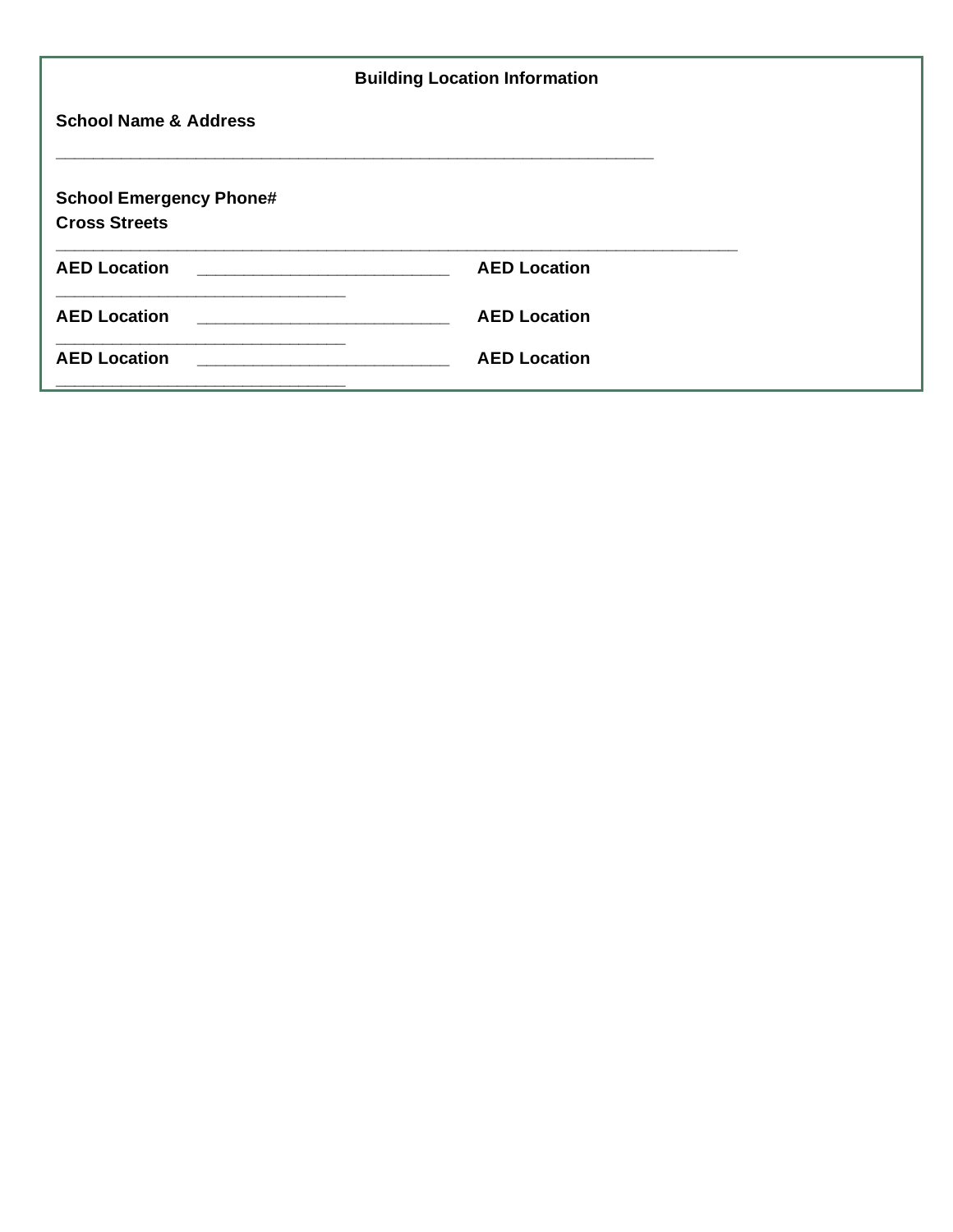**Building Location Information**

**School Name & Address**

_________________________________________________________________

**School Emergency Phone#**

**Cross Streets**

__________________________________________________________________________

**AED Location** __________________________ **AED Location** ______________________________

**AED Location** __________________________ **AED Location** ______________________________

**AED Location** __________________________ **AED Location** ______________________________